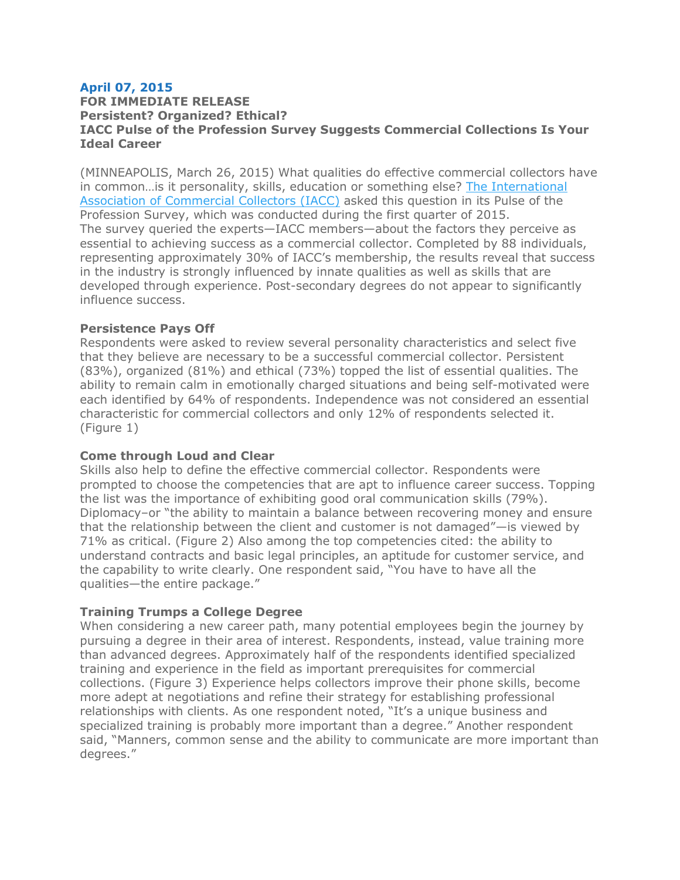**April 07, 2015**

**FOR IMMEDIATE RELEASE**

**Persistent? Organized? Ethical?**

**IACC Pulse of the Profession Survey Suggests Commercial Collections Is Your Ideal Career**

(MINNEAPOLIS, March 26, 2015) What qualities do effective commercial collectors have in common…is it personality, skills, education or something else? [The International Association of Commercial Collectors (IACC)] asked this question in its Pulse of the Profession Survey, which was conducted during the first quarter of 2015.
The survey queried the experts—IACC members—about the factors they perceive as essential to achieving success as a commercial collector. Completed by 88 individuals, representing approximately 30% of IACC's membership, the results reveal that success in the industry is strongly influenced by innate qualities as well as skills that are developed through experience. Post-secondary degrees do not appear to significantly influence success.

**Persistence Pays Off**

Respondents were asked to review several personality characteristics and select five that they believe are necessary to be a successful commercial collector. Persistent (83%), organized (81%) and ethical (73%) topped the list of essential qualities. The ability to remain calm in emotionally charged situations and being self-motivated were each identified by 64% of respondents. Independence was not considered an essential characteristic for commercial collectors and only 12% of respondents selected it. (Figure 1)

**Come through Loud and Clear**

Skills also help to define the effective commercial collector. Respondents were prompted to choose the competencies that are apt to influence career success. Topping the list was the importance of exhibiting good oral communication skills (79%). Diplomacy–or "the ability to maintain a balance between recovering money and ensure that the relationship between the client and customer is not damaged"—is viewed by 71% as critical. (Figure 2) Also among the top competencies cited: the ability to understand contracts and basic legal principles, an aptitude for customer service, and the capability to write clearly. One respondent said, "You have to have all the qualities—the entire package."

**Training Trumps a College Degree**

When considering a new career path, many potential employees begin the journey by pursuing a degree in their area of interest. Respondents, instead, value training more than advanced degrees. Approximately half of the respondents identified specialized training and experience in the field as important prerequisites for commercial collections. (Figure 3) Experience helps collectors improve their phone skills, become more adept at negotiations and refine their strategy for establishing professional relationships with clients. As one respondent noted, "It's a unique business and specialized training is probably more important than a degree." Another respondent said, "Manners, common sense and the ability to communicate are more important than degrees."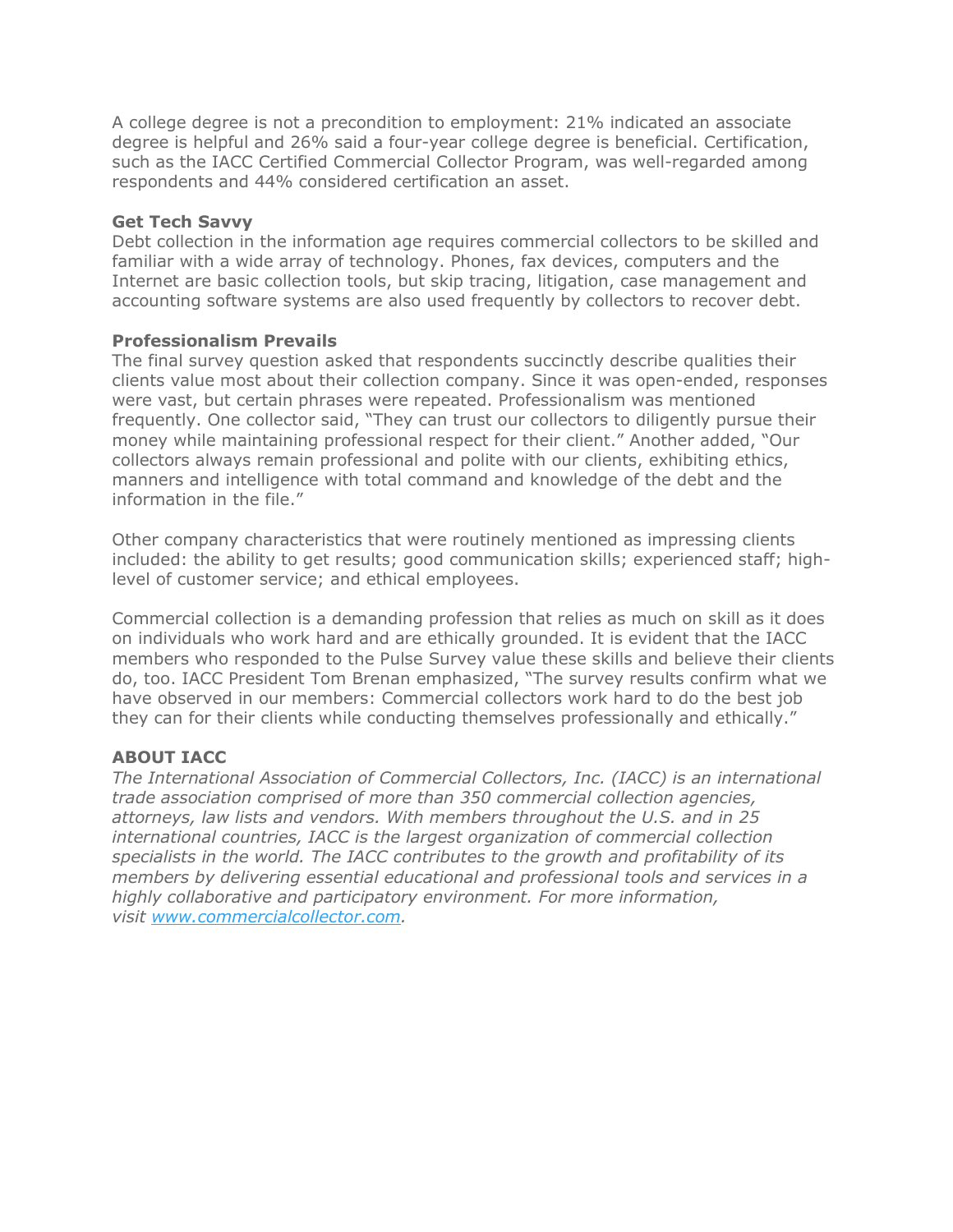A college degree is not a precondition to employment: 21% indicated an associate degree is helpful and 26% said a four-year college degree is beneficial. Certification, such as the IACC Certified Commercial Collector Program, was well-regarded among respondents and 44% considered certification an asset.

**Get Tech Savvy**

Debt collection in the information age requires commercial collectors to be skilled and familiar with a wide array of technology. Phones, fax devices, computers and the Internet are basic collection tools, but skip tracing, litigation, case management and accounting software systems are also used frequently by collectors to recover debt.

**Professionalism Prevails**

The final survey question asked that respondents succinctly describe qualities their clients value most about their collection company. Since it was open-ended, responses were vast, but certain phrases were repeated. Professionalism was mentioned frequently. One collector said, "They can trust our collectors to diligently pursue their money while maintaining professional respect for their client." Another added, "Our collectors always remain professional and polite with our clients, exhibiting ethics, manners and intelligence with total command and knowledge of the debt and the information in the file."

Other company characteristics that were routinely mentioned as impressing clients included: the ability to get results; good communication skills; experienced staff; high-level of customer service; and ethical employees.

Commercial collection is a demanding profession that relies as much on skill as it does on individuals who work hard and are ethically grounded. It is evident that the IACC members who responded to the Pulse Survey value these skills and believe their clients do, too. IACC President Tom Brenan emphasized, "The survey results confirm what we have observed in our members: Commercial collectors work hard to do the best job they can for their clients while conducting themselves professionally and ethically."

**ABOUT IACC**

*The International Association of Commercial Collectors, Inc. (IACC) is an international trade association comprised of more than 350 commercial collection agencies, attorneys, law lists and vendors. With members throughout the U.S. and in 25 international countries, IACC is the largest organization of commercial collection specialists in the world. The IACC contributes to the growth and profitability of its members by delivering essential educational and professional tools and services in a highly collaborative and participatory environment. For more information, visit [www.commercialcollector.com](http://www.commercialcollector.com).*